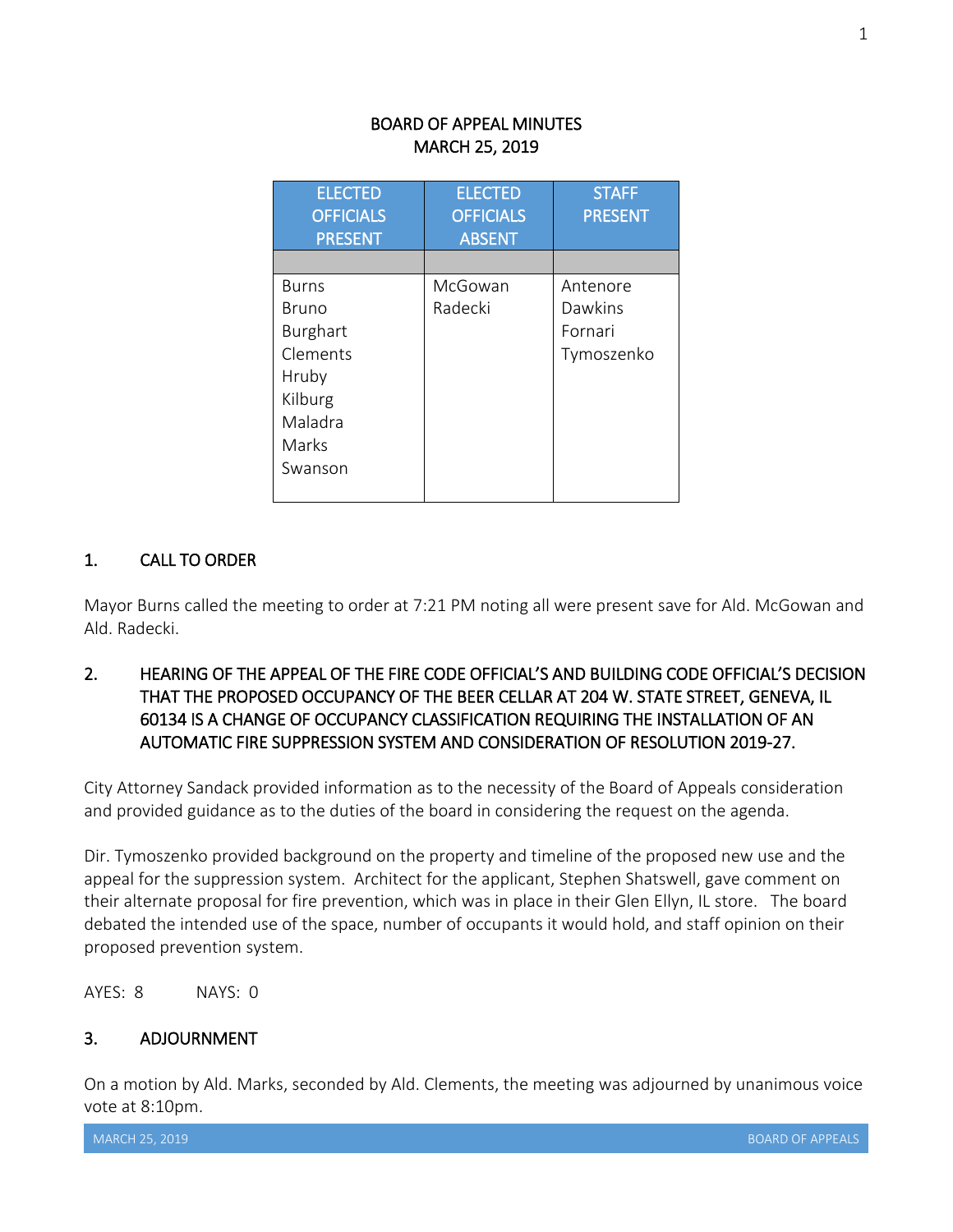# BOARD OF APPEAL MINUTES
## MARCH 25, 2019

| ELECTED OFFICIALS PRESENT | ELECTED OFFICIALS ABSENT | STAFF PRESENT |
|---|---|---|
| | | |
| Burns<br>Bruno<br>Burghart<br>Clements<br>Hruby<br>Kilburg<br>Maladra<br>Marks<br>Swanson | McGowan<br>Radecki | Antenore<br>Dawkins<br>Fornari<br>Tymoszenko |

## 1. CALL TO ORDER

Mayor Burns called the meeting to order at 7:21 PM noting all were present save for Ald. McGowan and Ald. Radecki.

## 2. HEARING OF THE APPEAL OF THE FIRE CODE OFFICIAL'S AND BUILDING CODE OFFICIAL'S DECISION THAT THE PROPOSED OCCUPANCY OF THE BEER CELLAR AT 204 W. STATE STREET, GENEVA, IL 60134 IS A CHANGE OF OCCUPANCY CLASSIFICATION REQUIRING THE INSTALLATION OF AN AUTOMATIC FIRE SUPPRESSION SYSTEM AND CONSIDERATION OF RESOLUTION 2019-27.

City Attorney Sandack provided information as to the necessity of the Board of Appeals consideration and provided guidance as to the duties of the board in considering the request on the agenda.

Dir. Tymoszenko provided background on the property and timeline of the proposed new use and the appeal for the suppression system. Architect for the applicant, Stephen Shatswell, gave comment on their alternate proposal for fire prevention, which was in place in their Glen Ellyn, IL store. The board debated the intended use of the space, number of occupants it would hold, and staff opinion on their proposed prevention system.

AYES: 8 NAYS: 0

## 3. ADJOURNMENT

On a motion by Ald. Marks, seconded by Ald. Clements, the meeting was adjourned by unanimous voice vote at 8:10pm.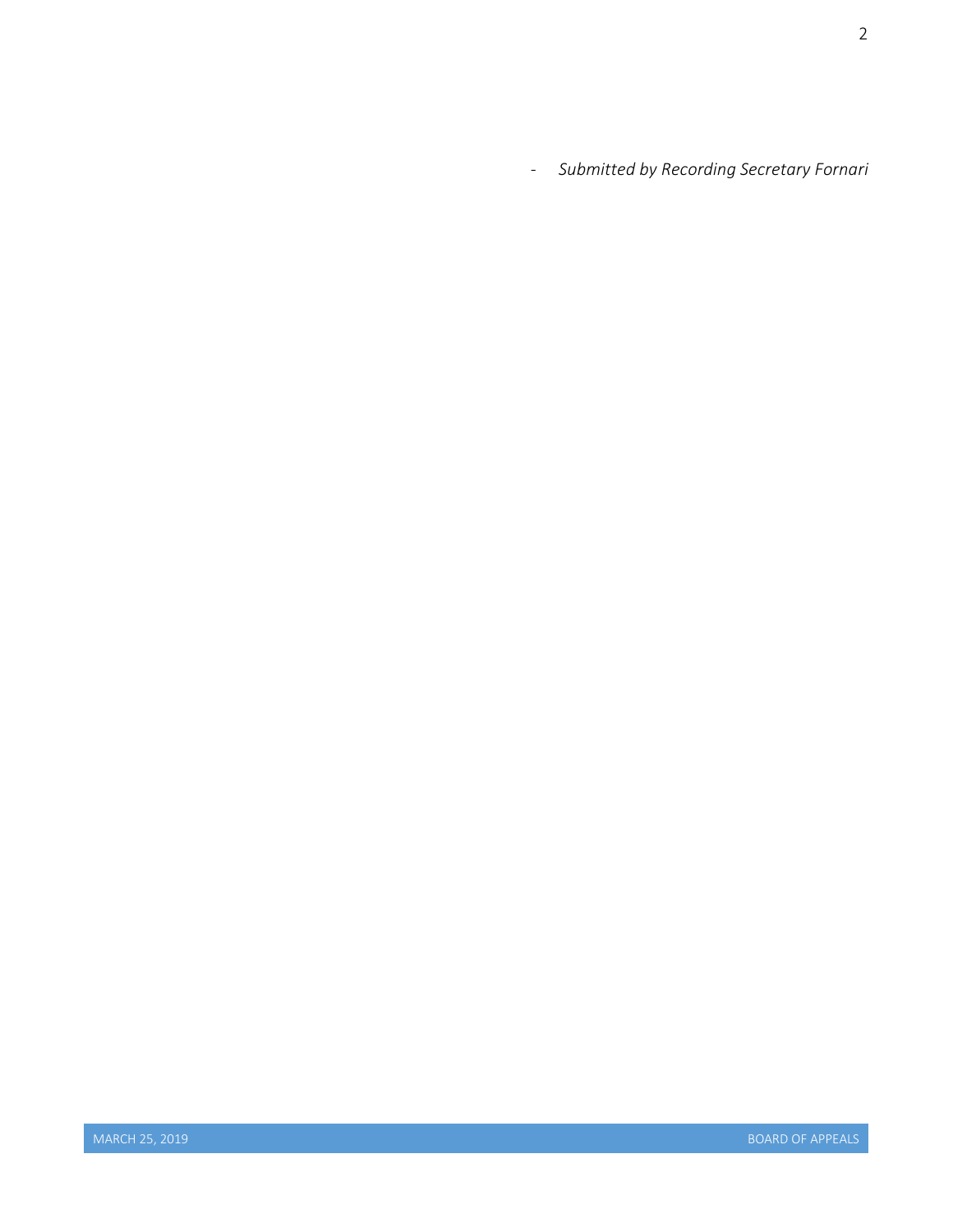- *Submitted by Recording Secretary Fornari*